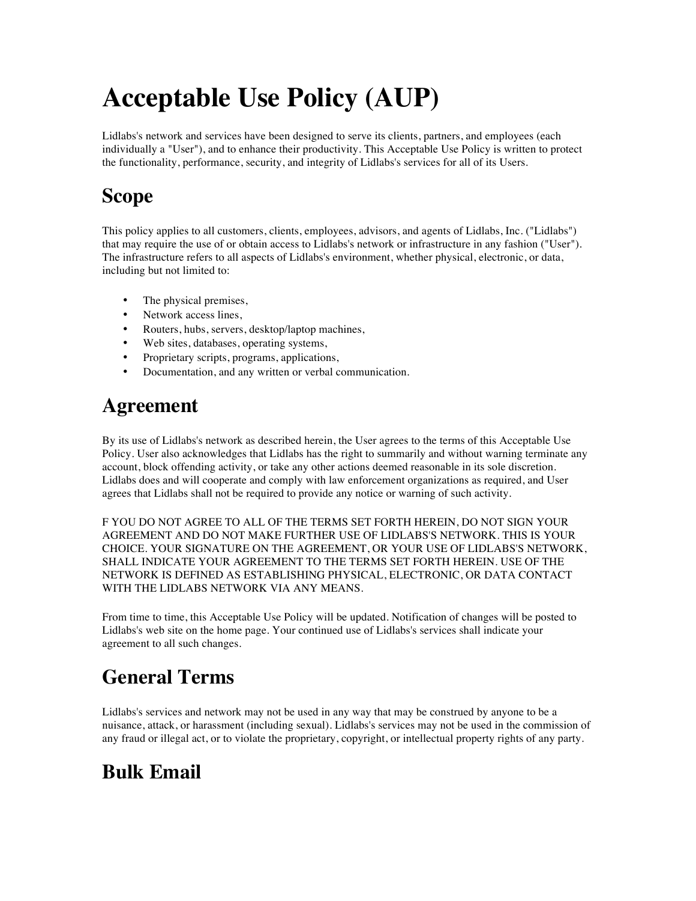# Acceptable Use Policy (AUP)

Lidlabs's network and services have been designed to serve its clients, partners, and employees (each individually a "User"), and to enhance their productivity. This Acceptable Use Policy is written to protect the functionality, performance, security, and integrity of Lidlabs's services for all of its Users.

## Scope

This policy applies to all customers, clients, employees, advisors, and agents of Lidlabs, Inc. ("Lidlabs") that may require the use of or obtain access to Lidlabs's network or infrastructure in any fashion ("User"). The infrastructure refers to all aspects of Lidlabs's environment, whether physical, electronic, or data, including but not limited to:

- The physical premises,
- Network access lines,
- Routers, hubs, servers, desktop/laptop machines,
- Web sites, databases, operating systems,
- Proprietary scripts, programs, applications,
- Documentation, and any written or verbal communication.

## Agreement

By its use of Lidlabs's network as described herein, the User agrees to the terms of this Acceptable Use Policy. User also acknowledges that Lidlabs has the right to summarily and without warning terminate any account, block offending activity, or take any other actions deemed reasonable in its sole discretion. Lidlabs does and will cooperate and comply with law enforcement organizations as required, and User agrees that Lidlabs shall not be required to provide any notice or warning of such activity.

F YOU DO NOT AGREE TO ALL OF THE TERMS SET FORTH HEREIN, DO NOT SIGN YOUR AGREEMENT AND DO NOT MAKE FURTHER USE OF LIDLABS'S NETWORK. THIS IS YOUR CHOICE. YOUR SIGNATURE ON THE AGREEMENT, OR YOUR USE OF LIDLABS'S NETWORK, SHALL INDICATE YOUR AGREEMENT TO THE TERMS SET FORTH HEREIN. USE OF THE NETWORK IS DEFINED AS ESTABLISHING PHYSICAL, ELECTRONIC, OR DATA CONTACT WITH THE LIDLABS NETWORK VIA ANY MEANS.

From time to time, this Acceptable Use Policy will be updated. Notification of changes will be posted to Lidlabs's web site on the home page. Your continued use of Lidlabs's services shall indicate your agreement to all such changes.

## General Terms

Lidlabs's services and network may not be used in any way that may be construed by anyone to be a nuisance, attack, or harassment (including sexual). Lidlabs's services may not be used in the commission of any fraud or illegal act, or to violate the proprietary, copyright, or intellectual property rights of any party.

## Bulk Email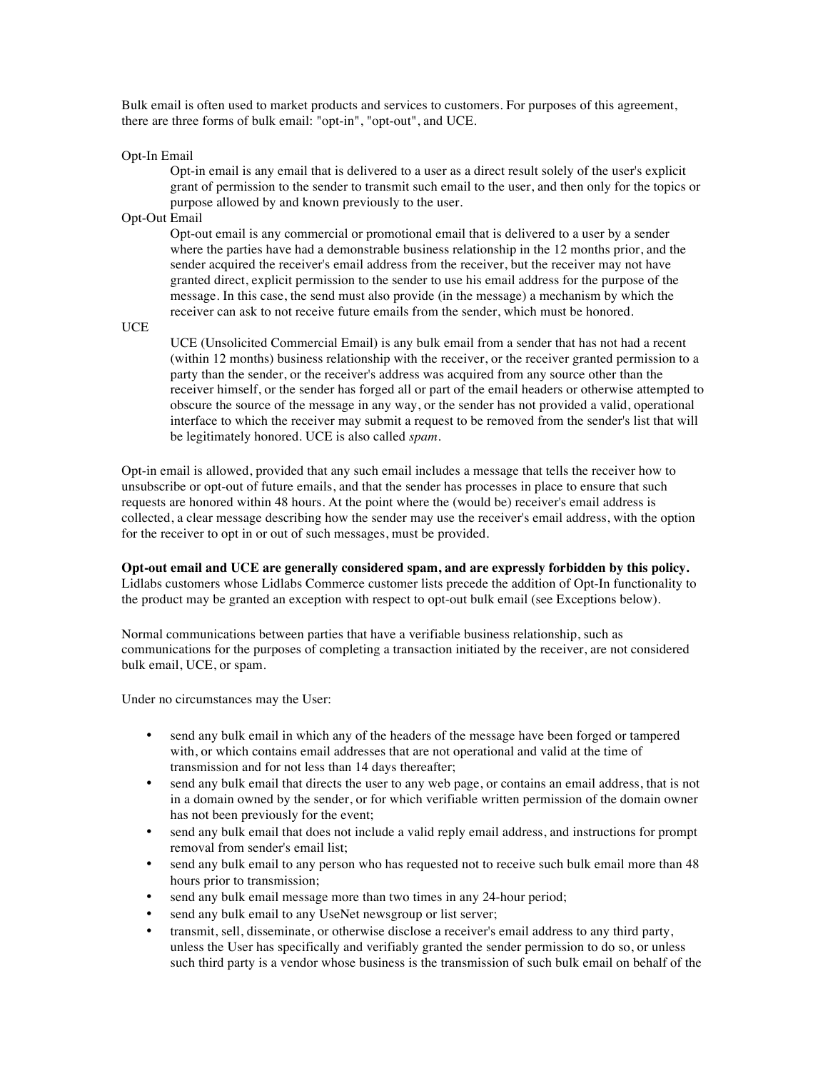Bulk email is often used to market products and services to customers. For purposes of this agreement, there are three forms of bulk email: "opt-in", "opt-out", and UCE.

Opt-In Email
: Opt-in email is any email that is delivered to a user as a direct result solely of the user's explicit grant of permission to the sender to transmit such email to the user, and then only for the topics or purpose allowed by and known previously to the user.

Opt-Out Email
: Opt-out email is any commercial or promotional email that is delivered to a user by a sender where the parties have had a demonstrable business relationship in the 12 months prior, and the sender acquired the receiver's email address from the receiver, but the receiver may not have granted direct, explicit permission to the sender to use his email address for the purpose of the message. In this case, the send must also provide (in the message) a mechanism by which the receiver can ask to not receive future emails from the sender, which must be honored.

UCE
: UCE (Unsolicited Commercial Email) is any bulk email from a sender that has not had a recent (within 12 months) business relationship with the receiver, or the receiver granted permission to a party than the sender, or the receiver's address was acquired from any source other than the receiver himself, or the sender has forged all or part of the email headers or otherwise attempted to obscure the source of the message in any way, or the sender has not provided a valid, operational interface to which the receiver may submit a request to be removed from the sender's list that will be legitimately honored. UCE is also called *spam*.

Opt-in email is allowed, provided that any such email includes a message that tells the receiver how to unsubscribe or opt-out of future emails, and that the sender has processes in place to ensure that such requests are honored within 48 hours. At the point where the (would be) receiver's email address is collected, a clear message describing how the sender may use the receiver's email address, with the option for the receiver to opt in or out of such messages, must be provided.

**Opt-out email and UCE are generally considered spam, and are expressly forbidden by this policy.** Lidlabs customers whose Lidlabs Commerce customer lists precede the addition of Opt-In functionality to the product may be granted an exception with respect to opt-out bulk email (see Exceptions below).

Normal communications between parties that have a verifiable business relationship, such as communications for the purposes of completing a transaction initiated by the receiver, are not considered bulk email, UCE, or spam.

Under no circumstances may the User:

- send any bulk email in which any of the headers of the message have been forged or tampered with, or which contains email addresses that are not operational and valid at the time of transmission and for not less than 14 days thereafter;
- send any bulk email that directs the user to any web page, or contains an email address, that is not in a domain owned by the sender, or for which verifiable written permission of the domain owner has not been previously for the event;
- send any bulk email that does not include a valid reply email address, and instructions for prompt removal from sender's email list;
- send any bulk email to any person who has requested not to receive such bulk email more than 48 hours prior to transmission;
- send any bulk email message more than two times in any 24-hour period;
- send any bulk email to any UseNet newsgroup or list server;
- transmit, sell, disseminate, or otherwise disclose a receiver's email address to any third party, unless the User has specifically and verifiably granted the sender permission to do so, or unless such third party is a vendor whose business is the transmission of such bulk email on behalf of the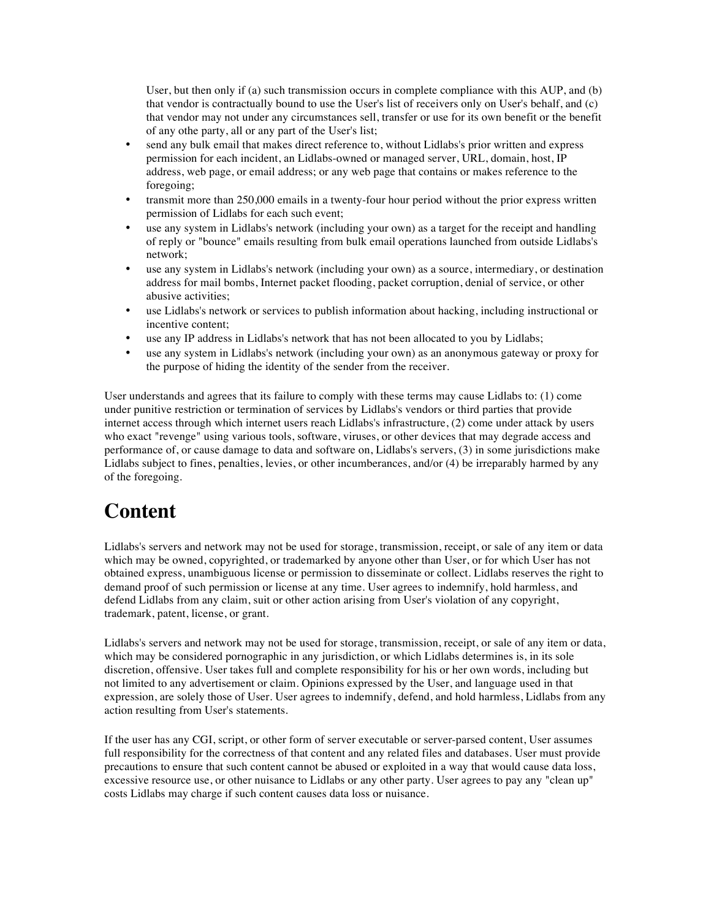User, but then only if (a) such transmission occurs in complete compliance with this AUP, and (b) that vendor is contractually bound to use the User's list of receivers only on User's behalf, and (c) that vendor may not under any circumstances sell, transfer or use for its own benefit or the benefit of any othe party, all or any part of the User's list;

- send any bulk email that makes direct reference to, without Lidlabs's prior written and express permission for each incident, an Lidlabs-owned or managed server, URL, domain, host, IP address, web page, or email address; or any web page that contains or makes reference to the foregoing;
- transmit more than 250,000 emails in a twenty-four hour period without the prior express written permission of Lidlabs for each such event;
- use any system in Lidlabs's network (including your own) as a target for the receipt and handling of reply or "bounce" emails resulting from bulk email operations launched from outside Lidlabs's network;
- use any system in Lidlabs's network (including your own) as a source, intermediary, or destination address for mail bombs, Internet packet flooding, packet corruption, denial of service, or other abusive activities;
- use Lidlabs's network or services to publish information about hacking, including instructional or incentive content;
- use any IP address in Lidlabs's network that has not been allocated to you by Lidlabs;
- use any system in Lidlabs's network (including your own) as an anonymous gateway or proxy for the purpose of hiding the identity of the sender from the receiver.

User understands and agrees that its failure to comply with these terms may cause Lidlabs to: (1) come under punitive restriction or termination of services by Lidlabs's vendors or third parties that provide internet access through which internet users reach Lidlabs's infrastructure, (2) come under attack by users who exact "revenge" using various tools, software, viruses, or other devices that may degrade access and performance of, or cause damage to data and software on, Lidlabs's servers, (3) in some jurisdictions make Lidlabs subject to fines, penalties, levies, or other incumberances, and/or (4) be irreparably harmed by any of the foregoing.

# Content

Lidlabs's servers and network may not be used for storage, transmission, receipt, or sale of any item or data which may be owned, copyrighted, or trademarked by anyone other than User, or for which User has not obtained express, unambiguous license or permission to disseminate or collect. Lidlabs reserves the right to demand proof of such permission or license at any time. User agrees to indemnify, hold harmless, and defend Lidlabs from any claim, suit or other action arising from User's violation of any copyright, trademark, patent, license, or grant.

Lidlabs's servers and network may not be used for storage, transmission, receipt, or sale of any item or data, which may be considered pornographic in any jurisdiction, or which Lidlabs determines is, in its sole discretion, offensive. User takes full and complete responsibility for his or her own words, including but not limited to any advertisement or claim. Opinions expressed by the User, and language used in that expression, are solely those of User. User agrees to indemnify, defend, and hold harmless, Lidlabs from any action resulting from User's statements.

If the user has any CGI, script, or other form of server executable or server-parsed content, User assumes full responsibility for the correctness of that content and any related files and databases. User must provide precautions to ensure that such content cannot be abused or exploited in a way that would cause data loss, excessive resource use, or other nuisance to Lidlabs or any other party. User agrees to pay any "clean up" costs Lidlabs may charge if such content causes data loss or nuisance.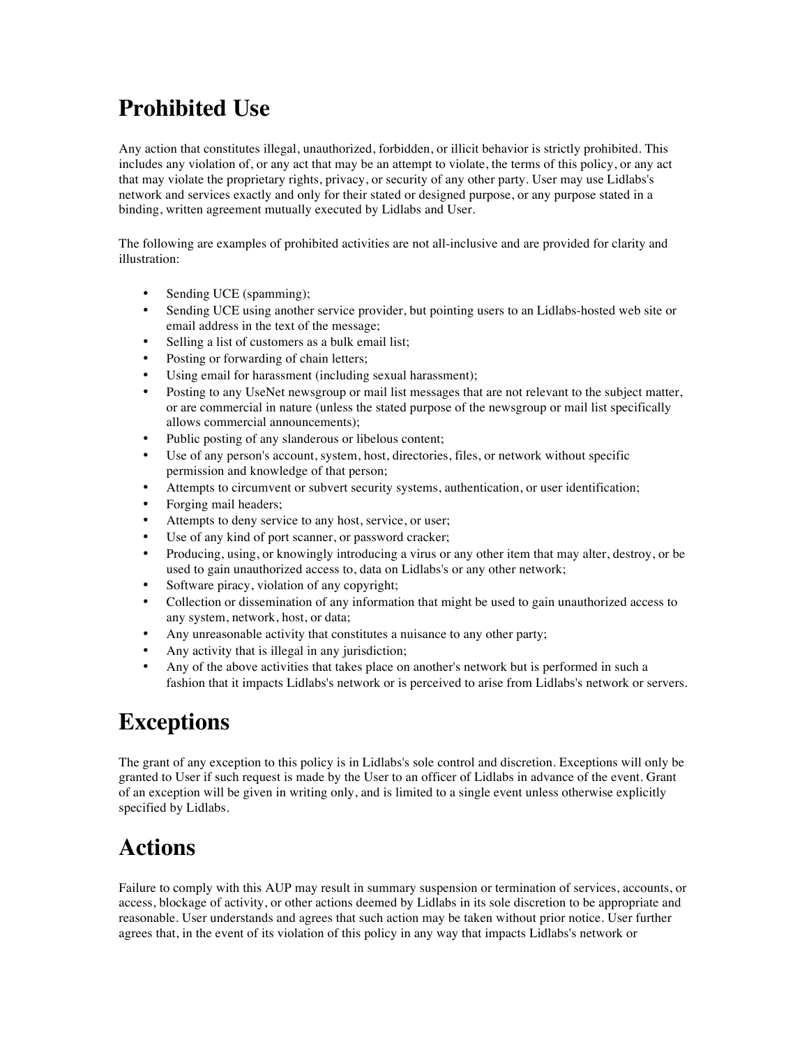# Prohibited Use

Any action that constitutes illegal, unauthorized, forbidden, or illicit behavior is strictly prohibited. This includes any violation of, or any act that may be an attempt to violate, the terms of this policy, or any act that may violate the proprietary rights, privacy, or security of any other party. User may use Lidlabs's network and services exactly and only for their stated or designed purpose, or any purpose stated in a binding, written agreement mutually executed by Lidlabs and User.

The following are examples of prohibited activities are not all-inclusive and are provided for clarity and illustration:

- Sending UCE (spamming);
- Sending UCE using another service provider, but pointing users to an Lidlabs-hosted web site or email address in the text of the message;
- Selling a list of customers as a bulk email list;
- Posting or forwarding of chain letters;
- Using email for harassment (including sexual harassment);
- Posting to any UseNet newsgroup or mail list messages that are not relevant to the subject matter, or are commercial in nature (unless the stated purpose of the newsgroup or mail list specifically allows commercial announcements);
- Public posting of any slanderous or libelous content;
- Use of any person's account, system, host, directories, files, or network without specific permission and knowledge of that person;
- Attempts to circumvent or subvert security systems, authentication, or user identification;
- Forging mail headers;
- Attempts to deny service to any host, service, or user;
- Use of any kind of port scanner, or password cracker;
- Producing, using, or knowingly introducing a virus or any other item that may alter, destroy, or be used to gain unauthorized access to, data on Lidlabs's or any other network;
- Software piracy, violation of any copyright;
- Collection or dissemination of any information that might be used to gain unauthorized access to any system, network, host, or data;
- Any unreasonable activity that constitutes a nuisance to any other party;
- Any activity that is illegal in any jurisdiction;
- Any of the above activities that takes place on another's network but is performed in such a fashion that it impacts Lidlabs's network or is perceived to arise from Lidlabs's network or servers.

# Exceptions

The grant of any exception to this policy is in Lidlabs's sole control and discretion. Exceptions will only be granted to User if such request is made by the User to an officer of Lidlabs in advance of the event. Grant of an exception will be given in writing only, and is limited to a single event unless otherwise explicitly specified by Lidlabs.

# Actions

Failure to comply with this AUP may result in summary suspension or termination of services, accounts, or access, blockage of activity, or other actions deemed by Lidlabs in its sole discretion to be appropriate and reasonable. User understands and agrees that such action may be taken without prior notice. User further agrees that, in the event of its violation of this policy in any way that impacts Lidlabs's network or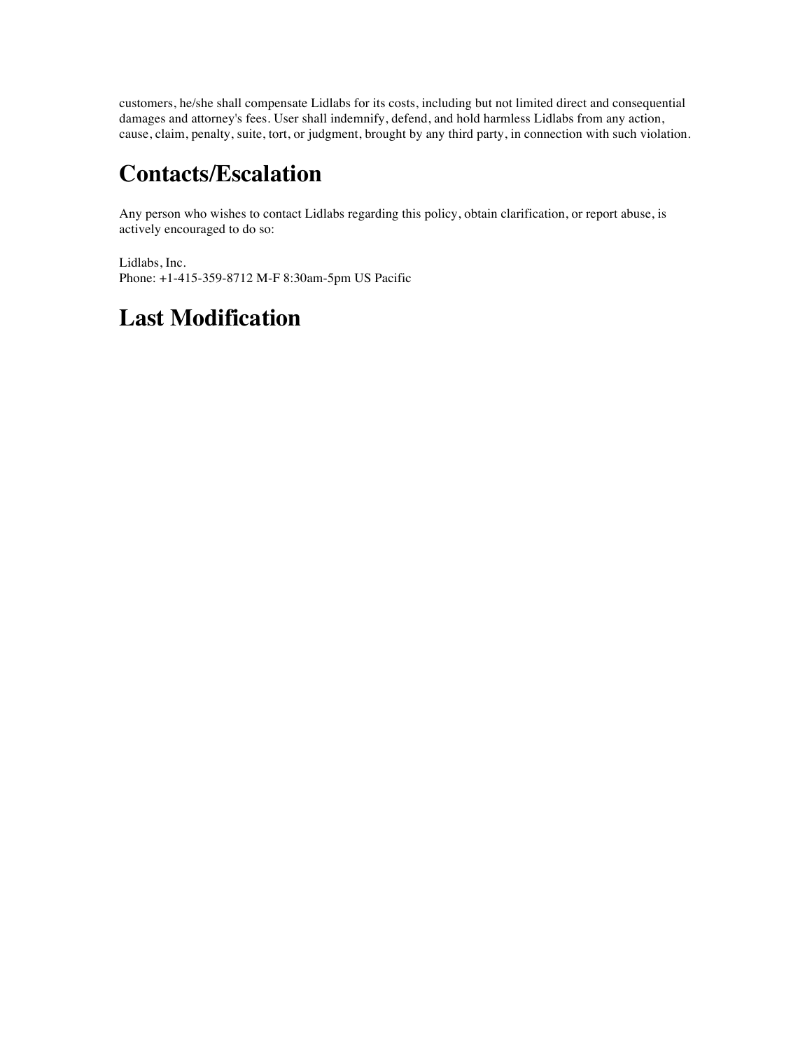customers, he/she shall compensate Lidlabs for its costs, including but not limited direct and consequential damages and attorney's fees. User shall indemnify, defend, and hold harmless Lidlabs from any action, cause, claim, penalty, suite, tort, or judgment, brought by any third party, in connection with such violation.

# Contacts/Escalation

Any person who wishes to contact Lidlabs regarding this policy, obtain clarification, or report abuse, is actively encouraged to do so:

Lidlabs, Inc.  
Phone: +1-415-359-8712 M-F 8:30am-5pm US Pacific

# Last Modification